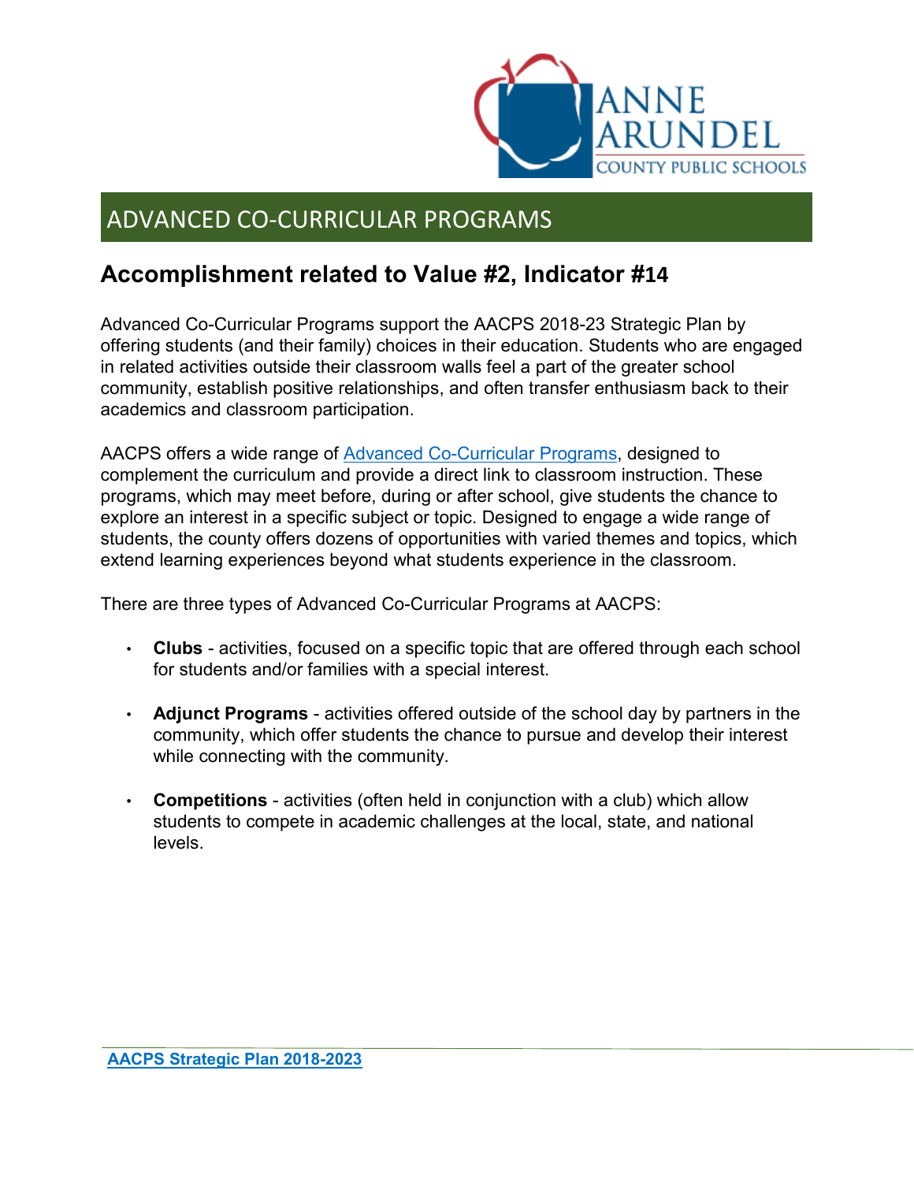# ADVANCED CO-CURRICULAR PROGRAMS

## Accomplishment related to Value #2, Indicator #14

Advanced Co-Curricular Programs support the AACPS 2018-23 Strategic Plan by offering students (and their family) choices in their education. Students who are engaged in related activities outside their classroom walls feel a part of the greater school community, establish positive relationships, and often transfer enthusiasm back to their academics and classroom participation.

AACPS offers a wide range of Advanced Co-Curricular Programs, designed to complement the curriculum and provide a direct link to classroom instruction. These programs, which may meet before, during or after school, give students the chance to explore an interest in a specific subject or topic. Designed to engage a wide range of students, the county offers dozens of opportunities with varied themes and topics, which extend learning experiences beyond what students experience in the classroom.

There are three types of Advanced Co-Curricular Programs at AACPS:

- **Clubs** - activities, focused on a specific topic that are offered through each school for students and/or families with a special interest.
- **Adjunct Programs** - activities offered outside of the school day by partners in the community, which offer students the chance to pursue and develop their interest while connecting with the community.
- **Competitions** - activities (often held in conjunction with a club) which allow students to compete in academic challenges at the local, state, and national levels.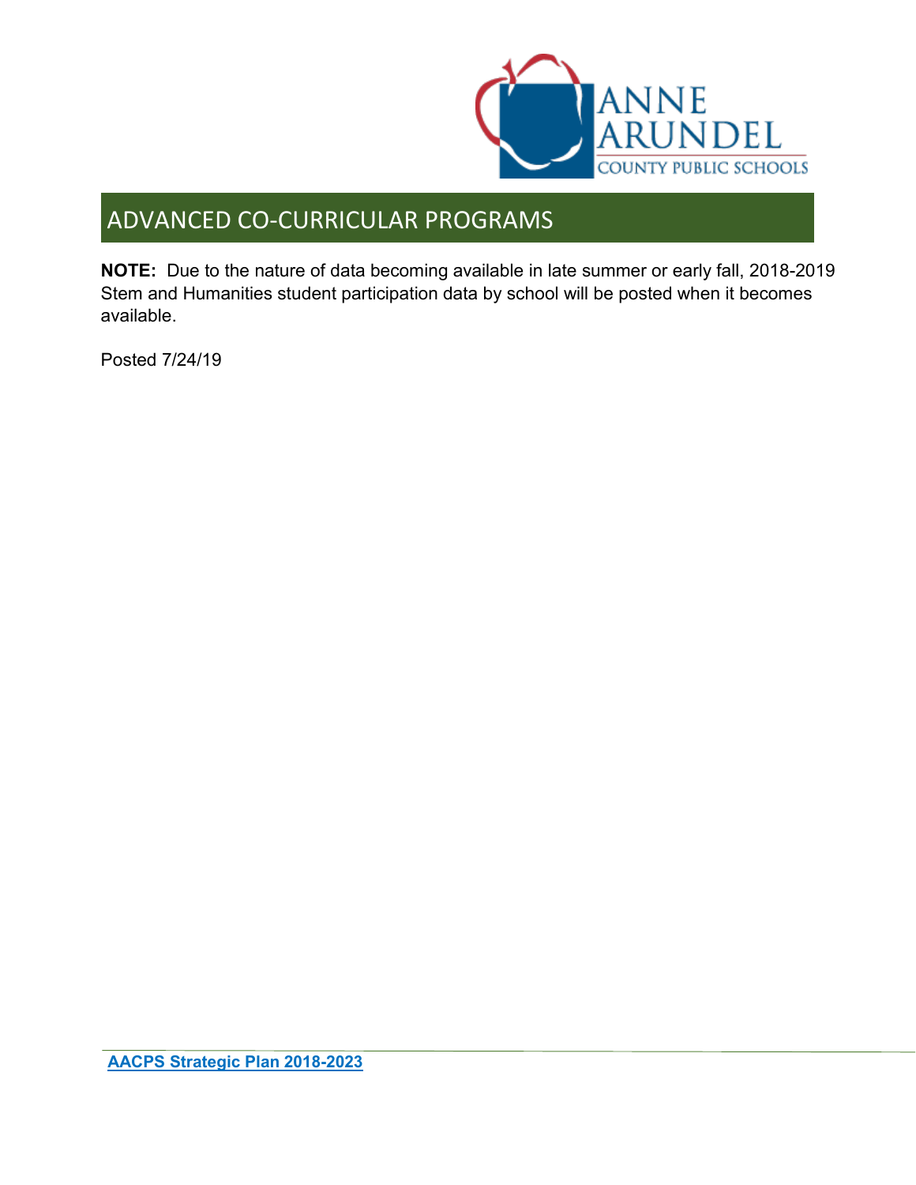# ADVANCED CO-CURRICULAR PROGRAMS

**NOTE:** Due to the nature of data becoming available in late summer or early fall, 2018-2019 Stem and Humanities student participation data by school will be posted when it becomes available.

Posted 7/24/19

**AACPS Strategic Plan 2018-2023**